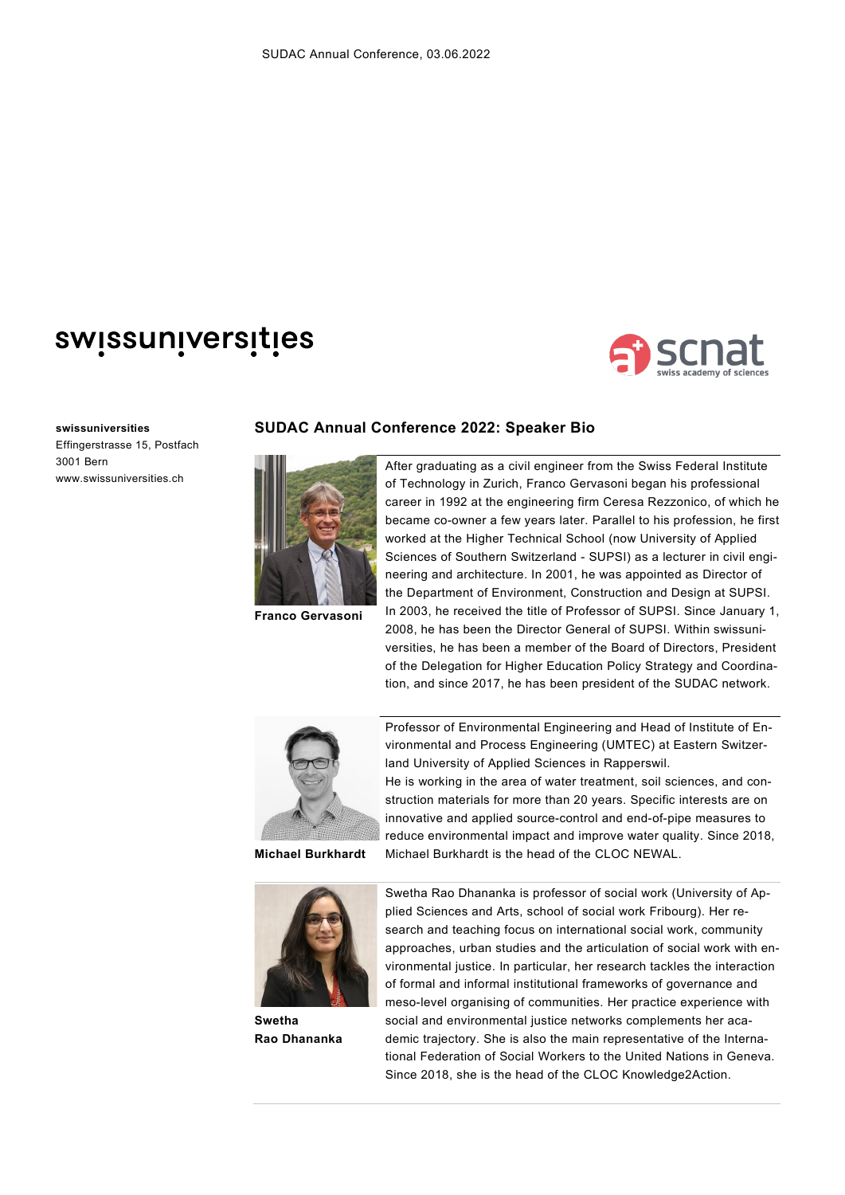SUDAC Annual Conference, 03.06.2022

swissuniversities

scnat
swiss academy of sciences

**swissuniversities**
Effingerstrasse 15, Postfach
3001 Bern
www.swissuniversities.ch

## SUDAC Annual Conference 2022: Speaker Bio

**Franco Gervasoni**

After graduating as a civil engineer from the Swiss Federal Institute of Technology in Zurich, Franco Gervasoni began his professional career in 1992 at the engineering firm Ceresa Rezzonico, of which he became co-owner a few years later. Parallel to his profession, he first worked at the Higher Technical School (now University of Applied Sciences of Southern Switzerland - SUPSI) as a lecturer in civil engineering and architecture. In 2001, he was appointed as Director of the Department of Environment, Construction and Design at SUPSI. In 2003, he received the title of Professor of SUPSI. Since January 1, 2008, he has been the Director General of SUPSI. Within swissuniversities, he has been a member of the Board of Directors, President of the Delegation for Higher Education Policy Strategy and Coordination, and since 2017, he has been president of the SUDAC network.

**Michael Burkhardt**

Professor of Environmental Engineering and Head of Institute of Environmental and Process Engineering (UMTEC) at Eastern Switzerland University of Applied Sciences in Rapperswil.
He is working in the area of water treatment, soil sciences, and construction materials for more than 20 years. Specific interests are on innovative and applied source-control and end-of-pipe measures to reduce environmental impact and improve water quality. Since 2018, Michael Burkhardt is the head of the CLOC NEWAL.

**Swetha Rao Dhananka**

Swetha Rao Dhananka is professor of social work (University of Applied Sciences and Arts, school of social work Fribourg). Her research and teaching focus on international social work, community approaches, urban studies and the articulation of social work with environmental justice. In particular, her research tackles the interaction of formal and informal institutional frameworks of governance and meso-level organising of communities. Her practice experience with social and environmental justice networks complements her academic trajectory. She is also the main representative of the International Federation of Social Workers to the United Nations in Geneva. Since 2018, she is the head of the CLOC Knowledge2Action.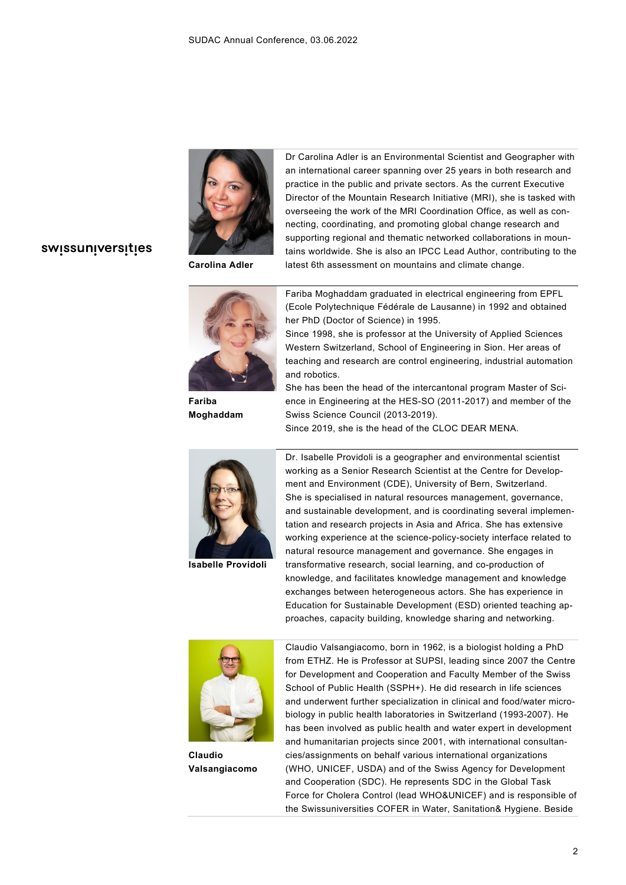**Carolina Adler**

Dr Carolina Adler is an Environmental Scientist and Geographer with an international career spanning over 25 years in both research and practice in the public and private sectors. As the current Executive Director of the Mountain Research Initiative (MRI), she is tasked with overseeing the work of the MRI Coordination Office, as well as connecting, coordinating, and promoting global change research and supporting regional and thematic networked collaborations in mountains worldwide. She is also an IPCC Lead Author, contributing to the latest 6th assessment on mountains and climate change.

**Fariba Moghaddam**

Fariba Moghaddam graduated in electrical engineering from EPFL (Ecole Polytechnique Fédérale de Lausanne) in 1992 and obtained her PhD (Doctor of Science) in 1995.
Since 1998, she is professor at the University of Applied Sciences Western Switzerland, School of Engineering in Sion. Her areas of teaching and research are control engineering, industrial automation and robotics.
She has been the head of the intercantonal program Master of Science in Engineering at the HES-SO (2011-2017) and member of the Swiss Science Council (2013-2019).
Since 2019, she is the head of the CLOC DEAR MENA.

**Isabelle Providoli**

Dr. Isabelle Providoli is a geographer and environmental scientist working as a Senior Research Scientist at the Centre for Development and Environment (CDE), University of Bern, Switzerland.
She is specialised in natural resources management, governance, and sustainable development, and is coordinating several implementation and research projects in Asia and Africa. She has extensive working experience at the science-policy-society interface related to natural resource management and governance. She engages in transformative research, social learning, and co-production of knowledge, and facilitates knowledge management and knowledge exchanges between heterogeneous actors. She has experience in Education for Sustainable Development (ESD) oriented teaching approaches, capacity building, knowledge sharing and networking.

**Claudio Valsangiacomo**

Claudio Valsangiacomo, born in 1962, is a biologist holding a PhD from ETHZ. He is Professor at SUPSI, leading since 2007 the Centre for Development and Cooperation and Faculty Member of the Swiss School of Public Health (SSPH+). He did research in life sciences and underwent further specialization in clinical and food/water microbiology in public health laboratories in Switzerland (1993-2007). He has been involved as public health and water expert in development and humanitarian projects since 2001, with international consultancies/assignments on behalf various international organizations (WHO, UNICEF, USDA) and of the Swiss Agency for Development and Cooperation (SDC). He represents SDC in the Global Task Force for Cholera Control (lead WHO&UNICEF) and is responsible of the Swissuniversities COFER in Water, Sanitation& Hygiene. Beside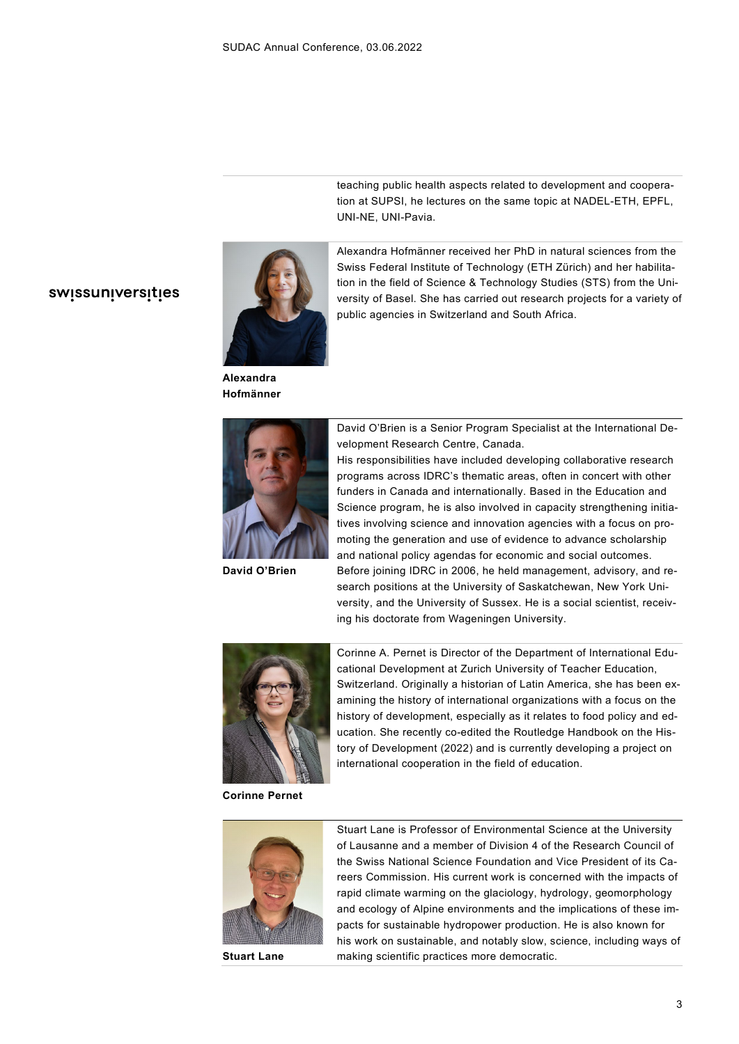teaching public health aspects related to development and cooperation at SUPSI, he lectures on the same topic at NADEL-ETH, EPFL, UNI-NE, UNI-Pavia.

**Alexandra Hofmänner**

Alexandra Hofmänner received her PhD in natural sciences from the Swiss Federal Institute of Technology (ETH Zürich) and her habilitation in the field of Science & Technology Studies (STS) from the University of Basel. She has carried out research projects for a variety of public agencies in Switzerland and South Africa.

**David O'Brien**

David O'Brien is a Senior Program Specialist at the International Development Research Centre, Canada.
His responsibilities have included developing collaborative research programs across IDRC's thematic areas, often in concert with other funders in Canada and internationally. Based in the Education and Science program, he is also involved in capacity strengthening initiatives involving science and innovation agencies with a focus on promoting the generation and use of evidence to advance scholarship and national policy agendas for economic and social outcomes.
Before joining IDRC in 2006, he held management, advisory, and research positions at the University of Saskatchewan, New York University, and the University of Sussex. He is a social scientist, receiving his doctorate from Wageningen University.

**Corinne Pernet**

Corinne A. Pernet is Director of the Department of International Educational Development at Zurich University of Teacher Education, Switzerland. Originally a historian of Latin America, she has been examining the history of international organizations with a focus on the history of development, especially as it relates to food policy and education. She recently co-edited the Routledge Handbook on the History of Development (2022) and is currently developing a project on international cooperation in the field of education.

**Stuart Lane**

Stuart Lane is Professor of Environmental Science at the University of Lausanne and a member of Division 4 of the Research Council of the Swiss National Science Foundation and Vice President of its Careers Commission. His current work is concerned with the impacts of rapid climate warming on the glaciology, hydrology, geomorphology and ecology of Alpine environments and the implications of these impacts for sustainable hydropower production. He is also known for his work on sustainable, and notably slow, science, including ways of making scientific practices more democratic.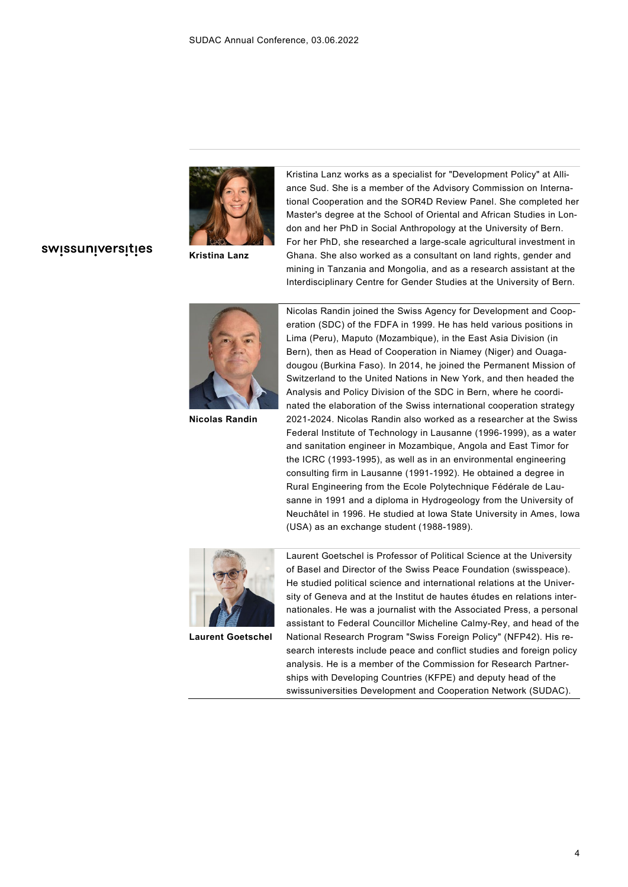**Kristina Lanz**

Kristina Lanz works as a specialist for "Development Policy" at Alliance Sud. She is a member of the Advisory Commission on International Cooperation and the SOR4D Review Panel. She completed her Master's degree at the School of Oriental and African Studies in London and her PhD in Social Anthropology at the University of Bern. For her PhD, she researched a large-scale agricultural investment in Ghana. She also worked as a consultant on land rights, gender and mining in Tanzania and Mongolia, and as a research assistant at the Interdisciplinary Centre for Gender Studies at the University of Bern.

**Nicolas Randin**

Nicolas Randin joined the Swiss Agency for Development and Cooperation (SDC) of the FDFA in 1999. He has held various positions in Lima (Peru), Maputo (Mozambique), in the East Asia Division (in Bern), then as Head of Cooperation in Niamey (Niger) and Ouagadougou (Burkina Faso). In 2014, he joined the Permanent Mission of Switzerland to the United Nations in New York, and then headed the Analysis and Policy Division of the SDC in Bern, where he coordinated the elaboration of the Swiss international cooperation strategy 2021-2024. Nicolas Randin also worked as a researcher at the Swiss Federal Institute of Technology in Lausanne (1996-1999), as a water and sanitation engineer in Mozambique, Angola and East Timor for the ICRC (1993-1995), as well as in an environmental engineering consulting firm in Lausanne (1991-1992). He obtained a degree in Rural Engineering from the Ecole Polytechnique Fédérale de Lausanne in 1991 and a diploma in Hydrogeology from the University of Neuchâtel in 1996. He studied at Iowa State University in Ames, Iowa (USA) as an exchange student (1988-1989).

**Laurent Goetschel**

Laurent Goetschel is Professor of Political Science at the University of Basel and Director of the Swiss Peace Foundation (swisspeace). He studied political science and international relations at the University of Geneva and at the Institut de hautes études en relations internationales. He was a journalist with the Associated Press, a personal assistant to Federal Councillor Micheline Calmy-Rey, and head of the National Research Program "Swiss Foreign Policy" (NFP42). His research interests include peace and conflict studies and foreign policy analysis. He is a member of the Commission for Research Partnerships with Developing Countries (KFPE) and deputy head of the swissuniversities Development and Cooperation Network (SUDAC).